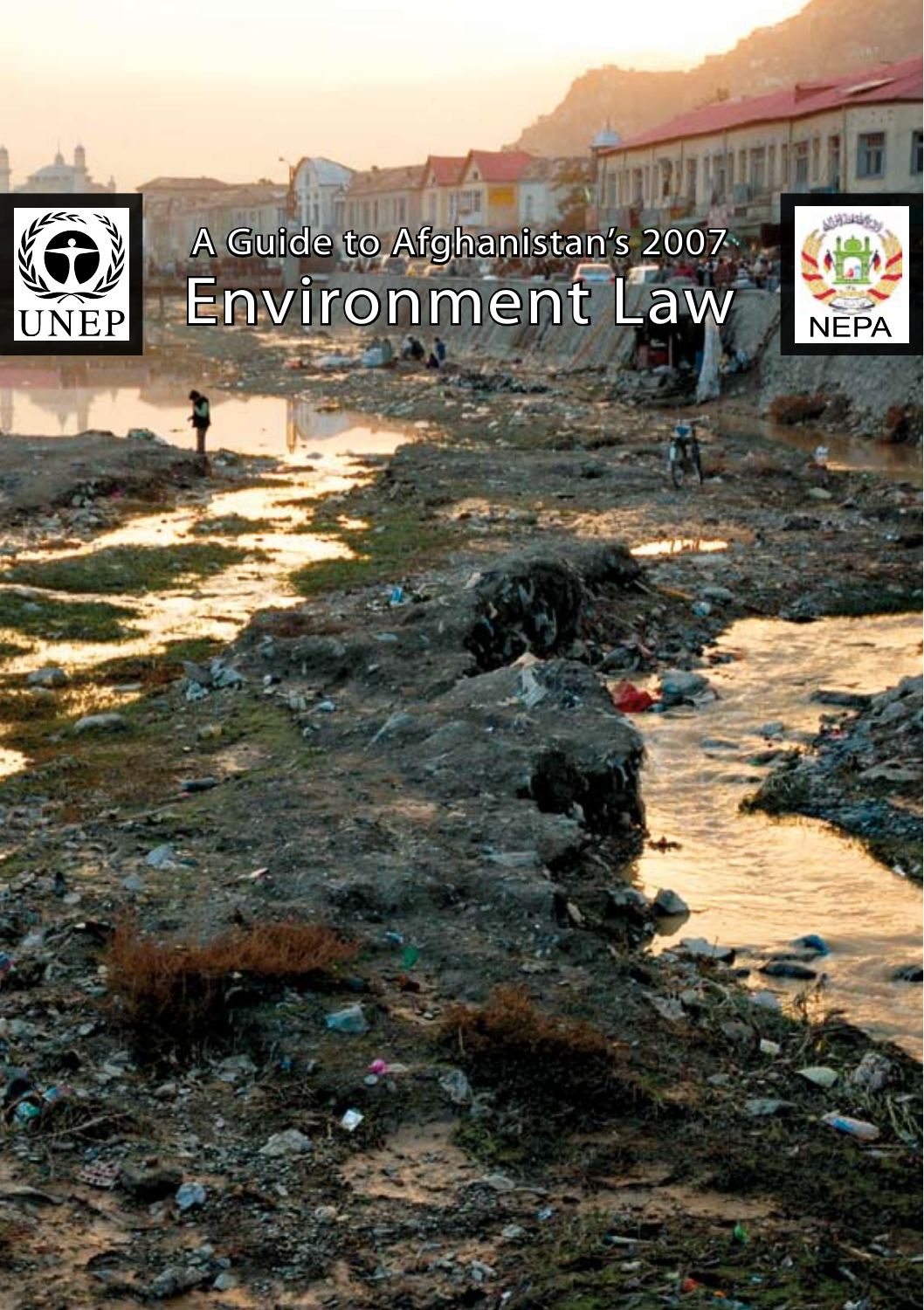UNEP

# A Guide to Afghanistan's 2007 Environment Law

NEPA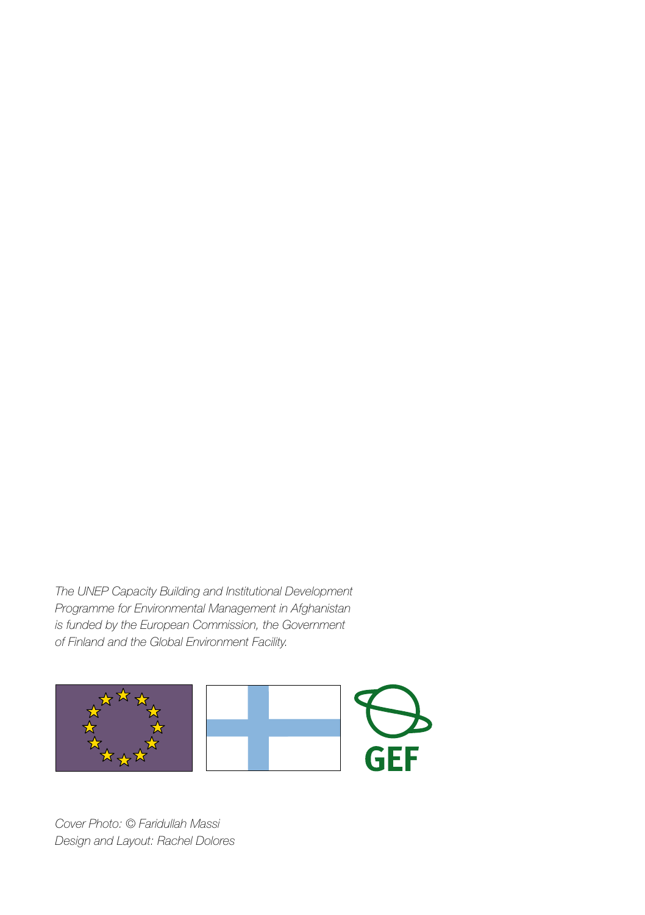*The UNEP Capacity Building and Institutional Development Programme for Environmental Management in Afghanistan is funded by the European Commission, the Government of Finland and the Global Environment Facility.*

GEF

*Cover Photo: © Faridullah Massi*
*Design and Layout: Rachel Dolores*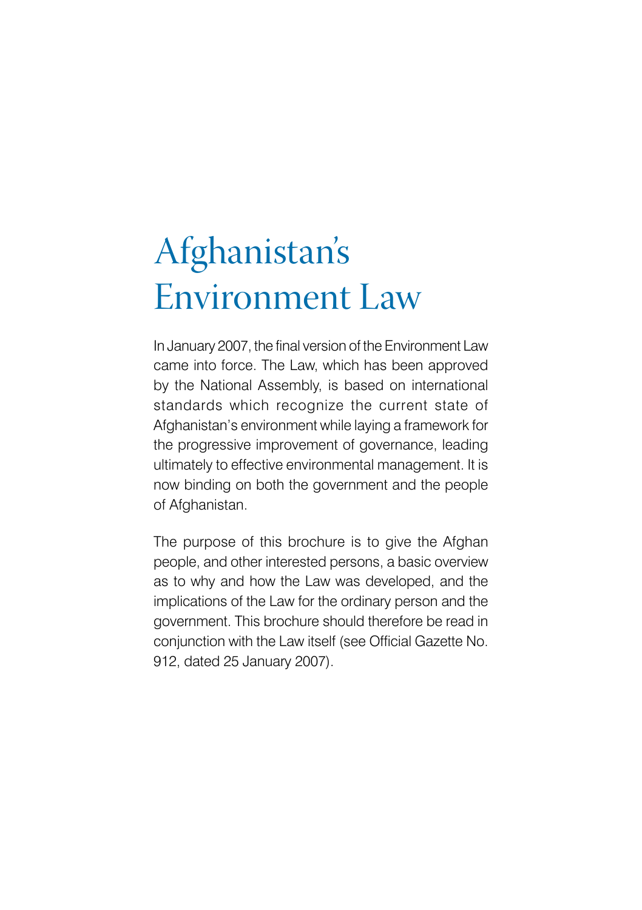# Afghanistan's Environment Law

In January 2007, the final version of the Environment Law came into force. The Law, which has been approved by the National Assembly, is based on international standards which recognize the current state of Afghanistan's environment while laying a framework for the progressive improvement of governance, leading ultimately to effective environmental management. It is now binding on both the government and the people of Afghanistan.

The purpose of this brochure is to give the Afghan people, and other interested persons, a basic overview as to why and how the Law was developed, and the implications of the Law for the ordinary person and the government. This brochure should therefore be read in conjunction with the Law itself (see Official Gazette No. 912, dated 25 January 2007).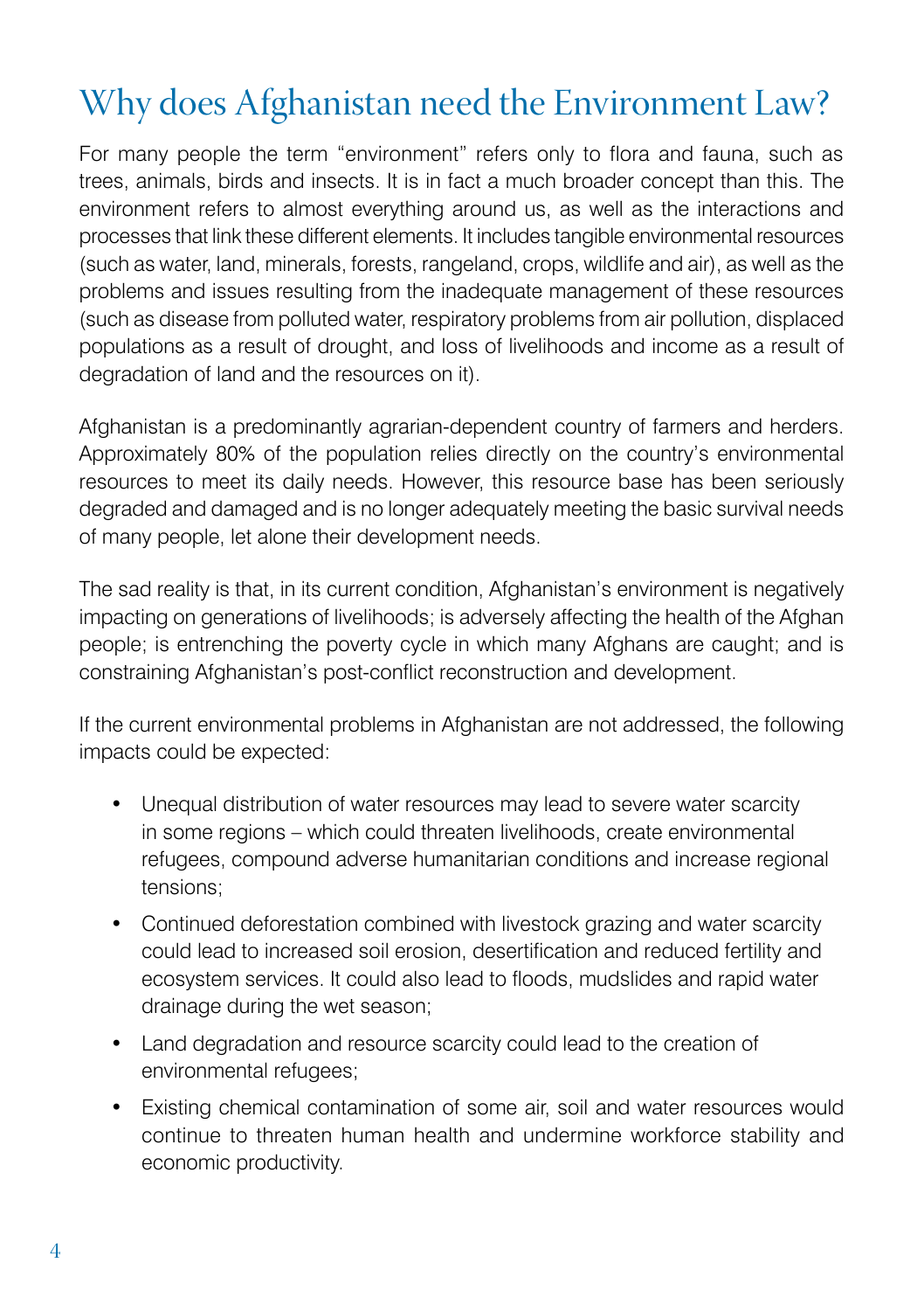# Why does Afghanistan need the Environment Law?

For many people the term "environment" refers only to flora and fauna, such as trees, animals, birds and insects. It is in fact a much broader concept than this. The environment refers to almost everything around us, as well as the interactions and processes that link these different elements. It includes tangible environmental resources (such as water, land, minerals, forests, rangeland, crops, wildlife and air), as well as the problems and issues resulting from the inadequate management of these resources (such as disease from polluted water, respiratory problems from air pollution, displaced populations as a result of drought, and loss of livelihoods and income as a result of degradation of land and the resources on it).

Afghanistan is a predominantly agrarian-dependent country of farmers and herders. Approximately 80% of the population relies directly on the country's environmental resources to meet its daily needs. However, this resource base has been seriously degraded and damaged and is no longer adequately meeting the basic survival needs of many people, let alone their development needs.

The sad reality is that, in its current condition, Afghanistan's environment is negatively impacting on generations of livelihoods; is adversely affecting the health of the Afghan people; is entrenching the poverty cycle in which many Afghans are caught; and is constraining Afghanistan's post-conflict reconstruction and development.

If the current environmental problems in Afghanistan are not addressed, the following impacts could be expected:

- Unequal distribution of water resources may lead to severe water scarcity in some regions – which could threaten livelihoods, create environmental refugees, compound adverse humanitarian conditions and increase regional tensions;
- Continued deforestation combined with livestock grazing and water scarcity could lead to increased soil erosion, desertification and reduced fertility and ecosystem services. It could also lead to floods, mudslides and rapid water drainage during the wet season;
- Land degradation and resource scarcity could lead to the creation of environmental refugees;
- Existing chemical contamination of some air, soil and water resources would continue to threaten human health and undermine workforce stability and economic productivity.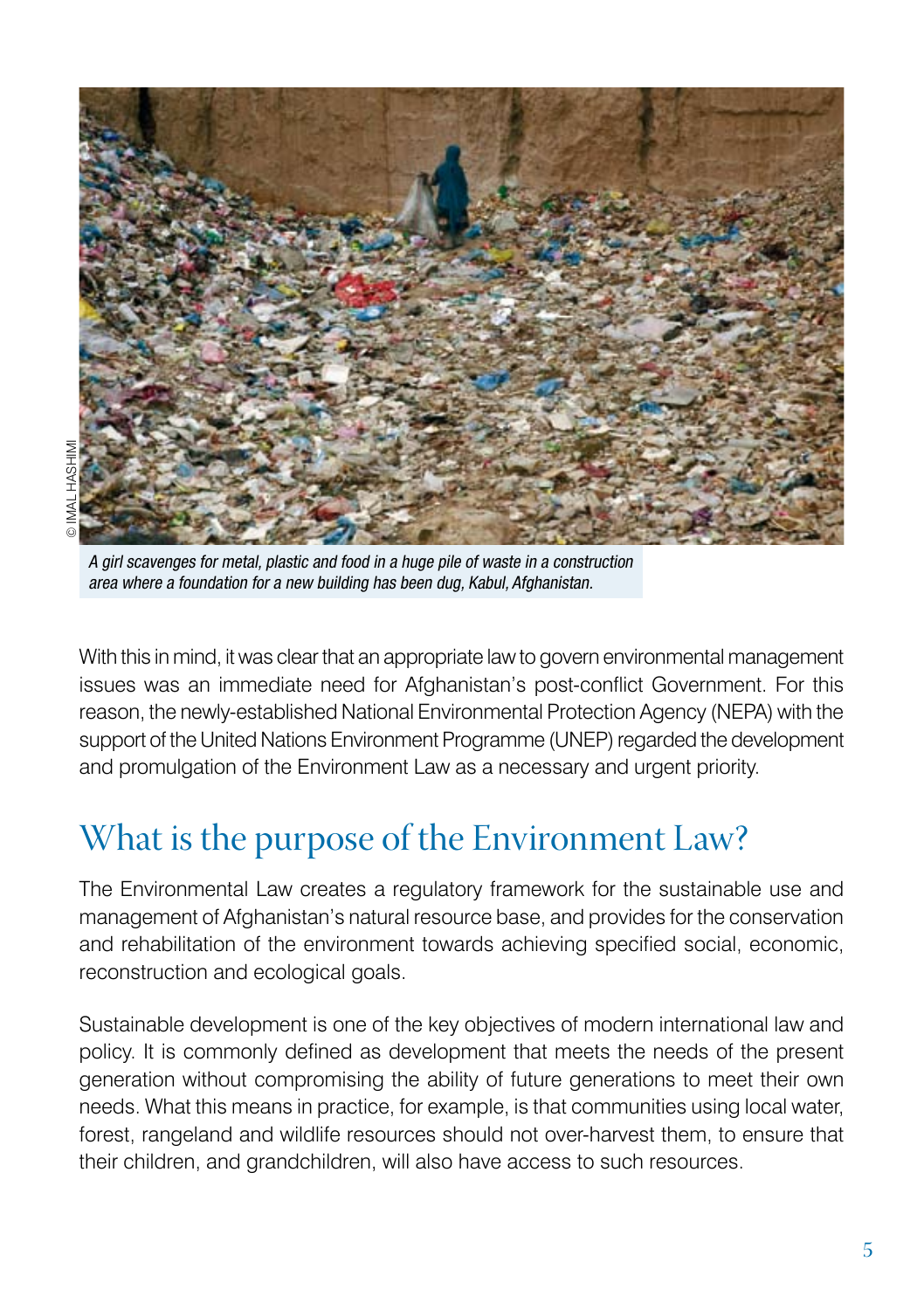© IMAL HASHIMI

*A girl scavenges for metal, plastic and food in a huge pile of waste in a construction area where a foundation for a new building has been dug, Kabul, Afghanistan.*

With this in mind, it was clear that an appropriate law to govern environmental management issues was an immediate need for Afghanistan's post-conflict Government. For this reason, the newly-established National Environmental Protection Agency (NEPA) with the support of the United Nations Environment Programme (UNEP) regarded the development and promulgation of the Environment Law as a necessary and urgent priority.

## What is the purpose of the Environment Law?

The Environmental Law creates a regulatory framework for the sustainable use and management of Afghanistan's natural resource base, and provides for the conservation and rehabilitation of the environment towards achieving specified social, economic, reconstruction and ecological goals.

Sustainable development is one of the key objectives of modern international law and policy. It is commonly defined as development that meets the needs of the present generation without compromising the ability of future generations to meet their own needs. What this means in practice, for example, is that communities using local water, forest, rangeland and wildlife resources should not over-harvest them, to ensure that their children, and grandchildren, will also have access to such resources.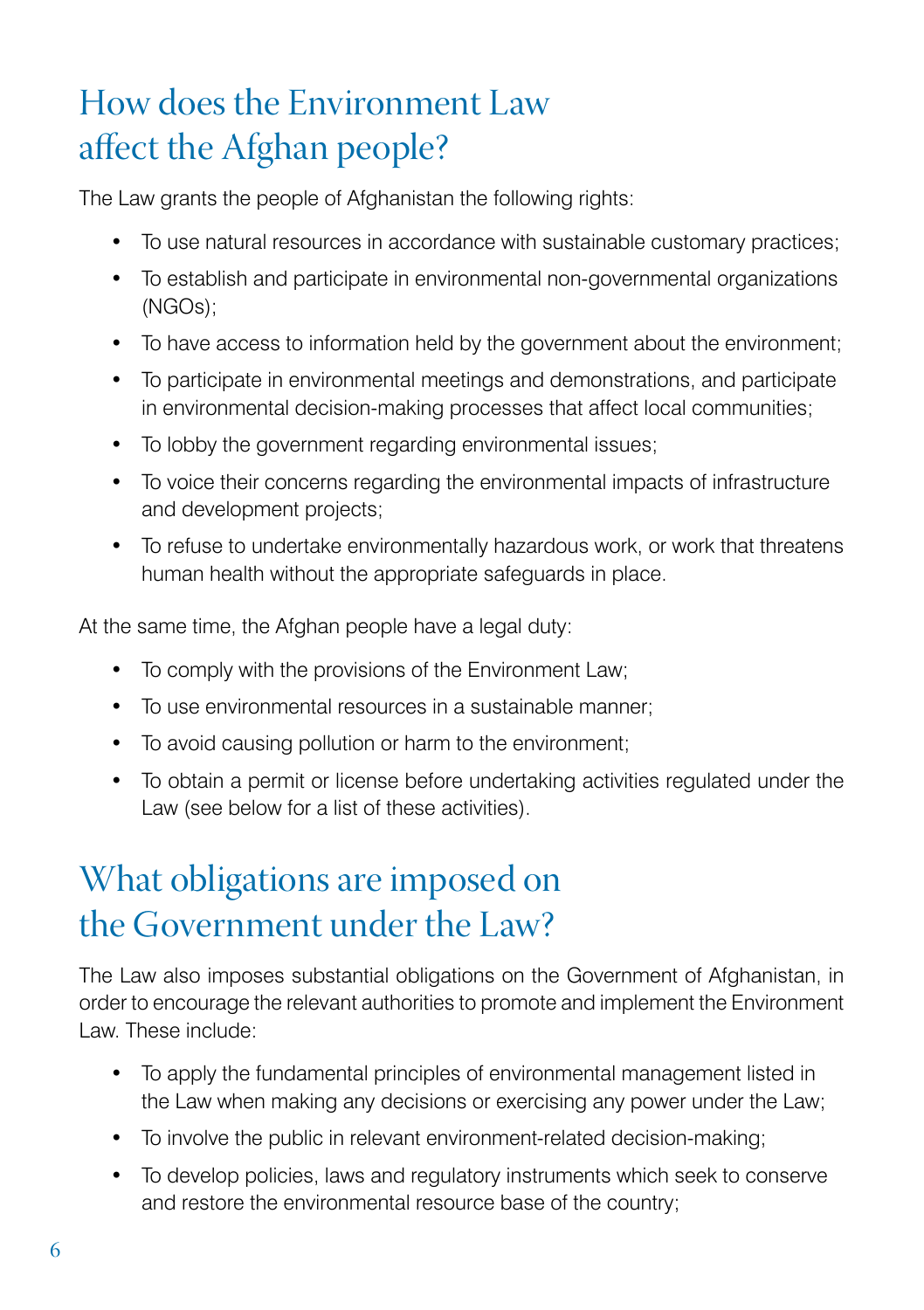## How does the Environment Law affect the Afghan people?

The Law grants the people of Afghanistan the following rights:

- To use natural resources in accordance with sustainable customary practices;
- To establish and participate in environmental non-governmental organizations (NGOs);
- To have access to information held by the government about the environment;
- To participate in environmental meetings and demonstrations, and participate in environmental decision-making processes that affect local communities;
- To lobby the government regarding environmental issues;
- To voice their concerns regarding the environmental impacts of infrastructure and development projects;
- To refuse to undertake environmentally hazardous work, or work that threatens human health without the appropriate safeguards in place.

At the same time, the Afghan people have a legal duty:

- To comply with the provisions of the Environment Law;
- To use environmental resources in a sustainable manner;
- To avoid causing pollution or harm to the environment;
- To obtain a permit or license before undertaking activities regulated under the Law (see below for a list of these activities).

## What obligations are imposed on the Government under the Law?

The Law also imposes substantial obligations on the Government of Afghanistan, in order to encourage the relevant authorities to promote and implement the Environment Law. These include:

- To apply the fundamental principles of environmental management listed in the Law when making any decisions or exercising any power under the Law;
- To involve the public in relevant environment-related decision-making;
- To develop policies, laws and regulatory instruments which seek to conserve and restore the environmental resource base of the country;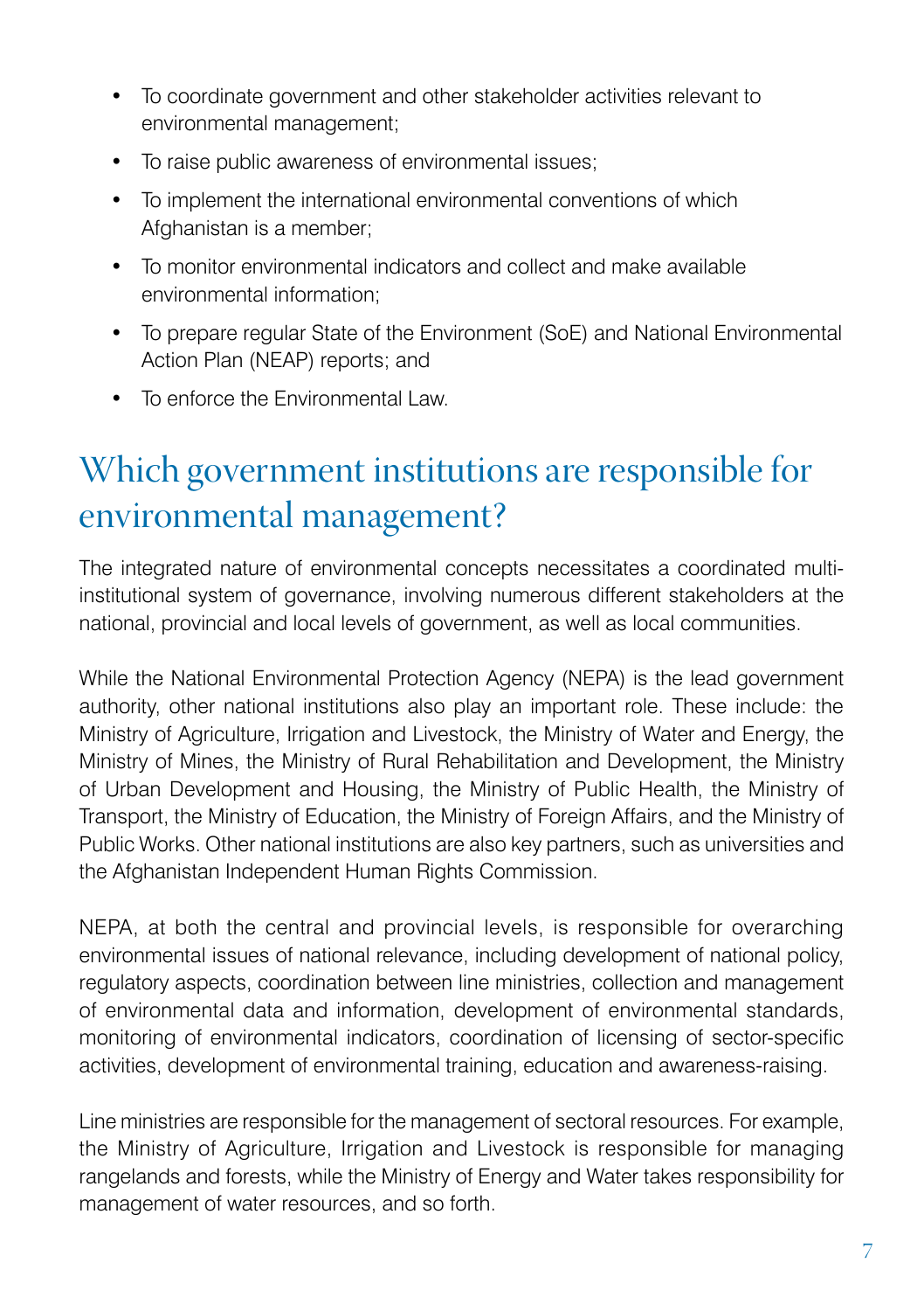- To coordinate government and other stakeholder activities relevant to environmental management;
- To raise public awareness of environmental issues;
- To implement the international environmental conventions of which Afghanistan is a member;
- To monitor environmental indicators and collect and make available environmental information;
- To prepare regular State of the Environment (SoE) and National Environmental Action Plan (NEAP) reports; and
- To enforce the Environmental Law.

## Which government institutions are responsible for environmental management?

The integrated nature of environmental concepts necessitates a coordinated multi-institutional system of governance, involving numerous different stakeholders at the national, provincial and local levels of government, as well as local communities.

While the National Environmental Protection Agency (NEPA) is the lead government authority, other national institutions also play an important role. These include: the Ministry of Agriculture, Irrigation and Livestock, the Ministry of Water and Energy, the Ministry of Mines, the Ministry of Rural Rehabilitation and Development, the Ministry of Urban Development and Housing, the Ministry of Public Health, the Ministry of Transport, the Ministry of Education, the Ministry of Foreign Affairs, and the Ministry of Public Works. Other national institutions are also key partners, such as universities and the Afghanistan Independent Human Rights Commission.

NEPA, at both the central and provincial levels, is responsible for overarching environmental issues of national relevance, including development of national policy, regulatory aspects, coordination between line ministries, collection and management of environmental data and information, development of environmental standards, monitoring of environmental indicators, coordination of licensing of sector-specific activities, development of environmental training, education and awareness-raising.

Line ministries are responsible for the management of sectoral resources. For example, the Ministry of Agriculture, Irrigation and Livestock is responsible for managing rangelands and forests, while the Ministry of Energy and Water takes responsibility for management of water resources, and so forth.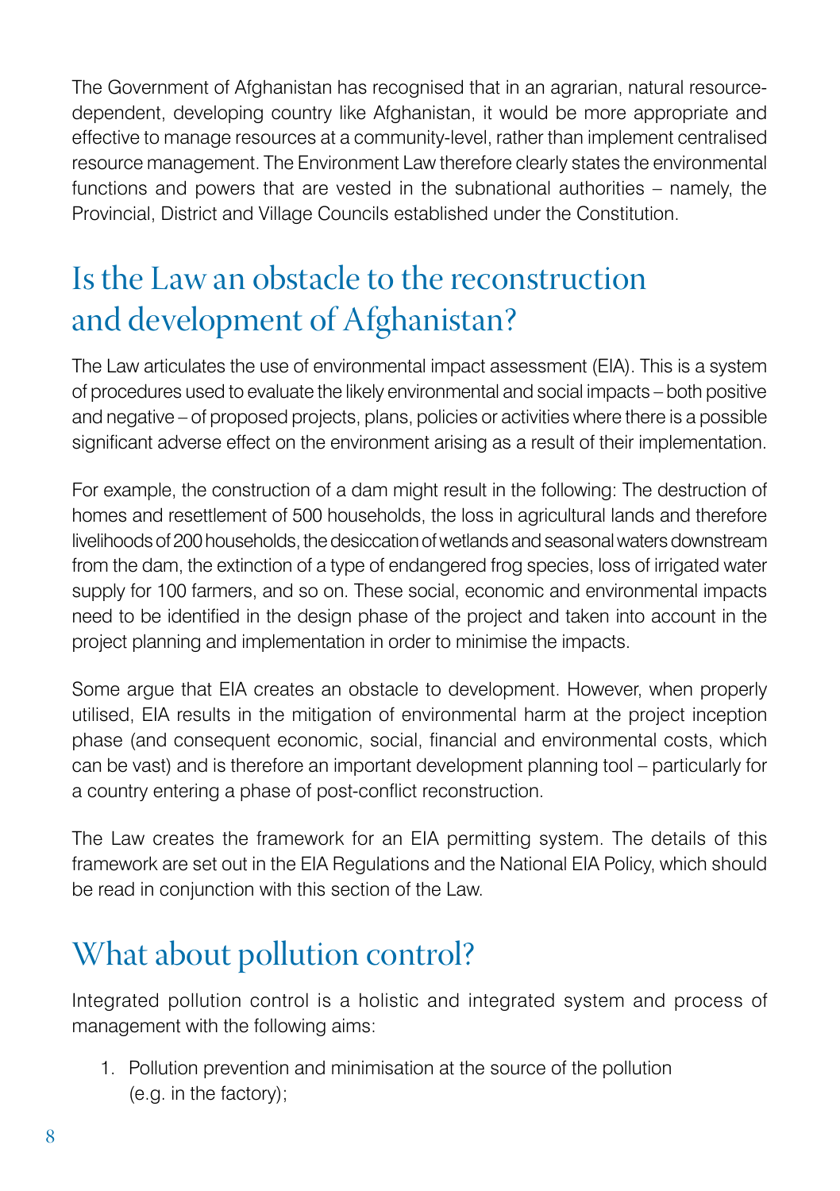The Government of Afghanistan has recognised that in an agrarian, natural resource-dependent, developing country like Afghanistan, it would be more appropriate and effective to manage resources at a community-level, rather than implement centralised resource management. The Environment Law therefore clearly states the environmental functions and powers that are vested in the subnational authorities – namely, the Provincial, District and Village Councils established under the Constitution.

## Is the Law an obstacle to the reconstruction and development of Afghanistan?

The Law articulates the use of environmental impact assessment (EIA). This is a system of procedures used to evaluate the likely environmental and social impacts – both positive and negative – of proposed projects, plans, policies or activities where there is a possible significant adverse effect on the environment arising as a result of their implementation.

For example, the construction of a dam might result in the following: The destruction of homes and resettlement of 500 households, the loss in agricultural lands and therefore livelihoods of 200 households, the desiccation of wetlands and seasonal waters downstream from the dam, the extinction of a type of endangered frog species, loss of irrigated water supply for 100 farmers, and so on. These social, economic and environmental impacts need to be identified in the design phase of the project and taken into account in the project planning and implementation in order to minimise the impacts.

Some argue that EIA creates an obstacle to development. However, when properly utilised, EIA results in the mitigation of environmental harm at the project inception phase (and consequent economic, social, financial and environmental costs, which can be vast) and is therefore an important development planning tool – particularly for a country entering a phase of post-conflict reconstruction.

The Law creates the framework for an EIA permitting system. The details of this framework are set out in the EIA Regulations and the National EIA Policy, which should be read in conjunction with this section of the Law.

## What about pollution control?

Integrated pollution control is a holistic and integrated system and process of management with the following aims:

1. Pollution prevention and minimisation at the source of the pollution (e.g. in the factory);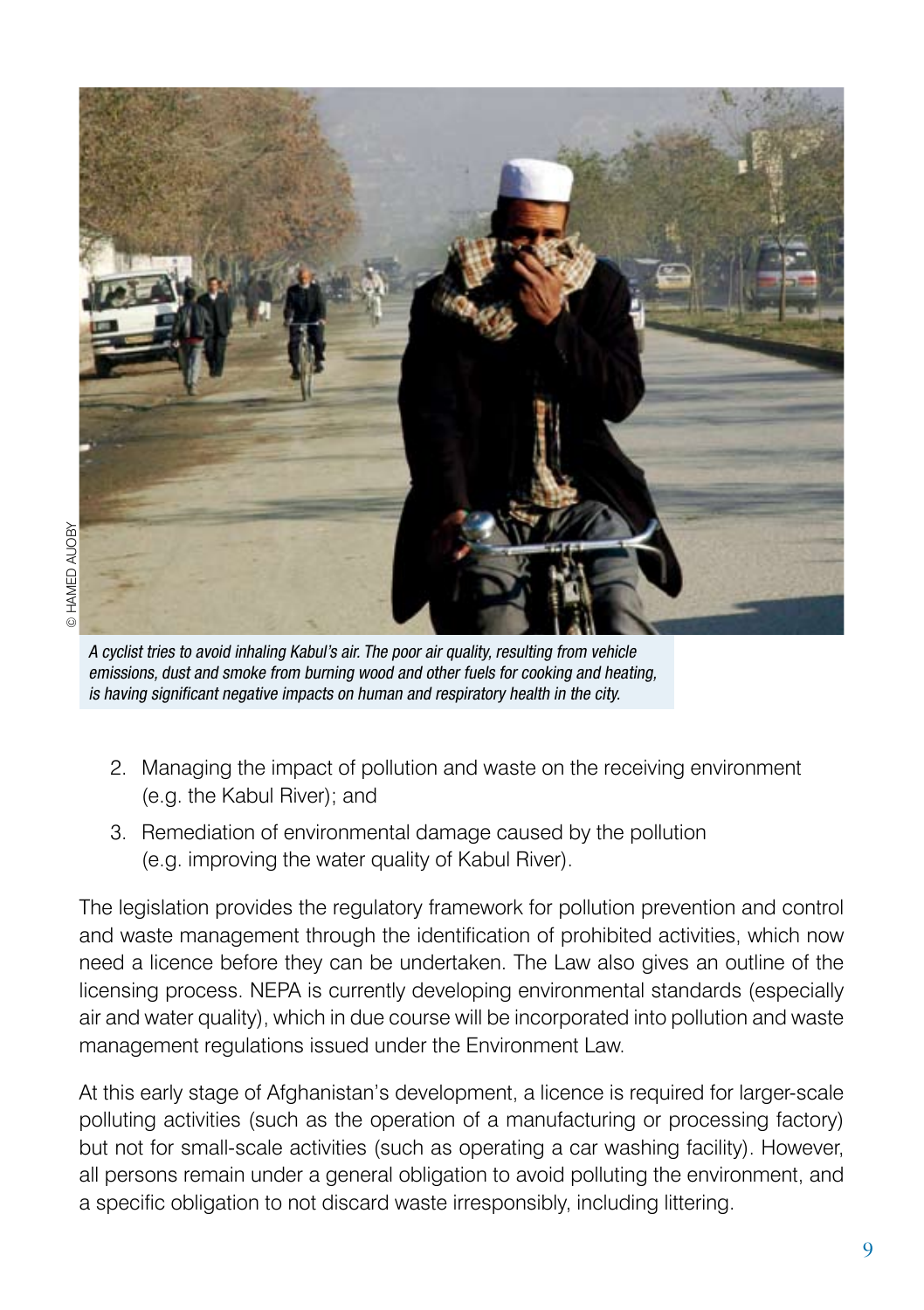© HAMED AUOBY

*A cyclist tries to avoid inhaling Kabul's air. The poor air quality, resulting from vehicle emissions, dust and smoke from burning wood and other fuels for cooking and heating, is having significant negative impacts on human and respiratory health in the city.*

2. Managing the impact of pollution and waste on the receiving environment (e.g. the Kabul River); and
3. Remediation of environmental damage caused by the pollution (e.g. improving the water quality of Kabul River).

The legislation provides the regulatory framework for pollution prevention and control and waste management through the identification of prohibited activities, which now need a licence before they can be undertaken. The Law also gives an outline of the licensing process. NEPA is currently developing environmental standards (especially air and water quality), which in due course will be incorporated into pollution and waste management regulations issued under the Environment Law.

At this early stage of Afghanistan's development, a licence is required for larger-scale polluting activities (such as the operation of a manufacturing or processing factory) but not for small-scale activities (such as operating a car washing facility). However, all persons remain under a general obligation to avoid polluting the environment, and a specific obligation to not discard waste irresponsibly, including littering.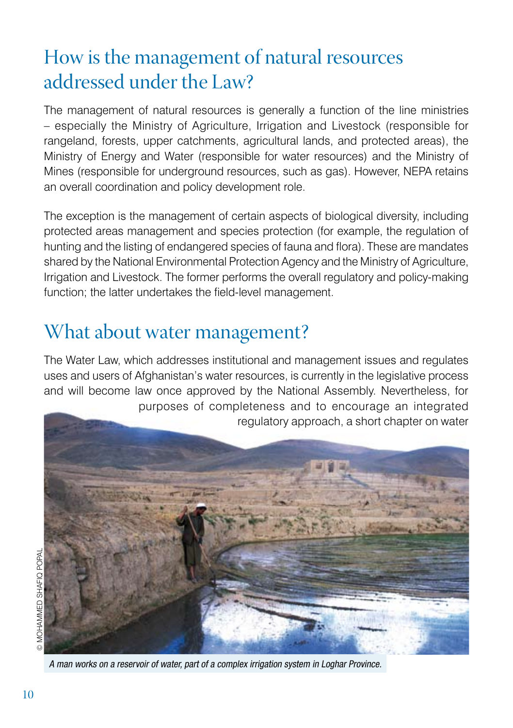## How is the management of natural resources addressed under the Law?

The management of natural resources is generally a function of the line ministries – especially the Ministry of Agriculture, Irrigation and Livestock (responsible for rangeland, forests, upper catchments, agricultural lands, and protected areas), the Ministry of Energy and Water (responsible for water resources) and the Ministry of Mines (responsible for underground resources, such as gas). However, NEPA retains an overall coordination and policy development role.

The exception is the management of certain aspects of biological diversity, including protected areas management and species protection (for example, the regulation of hunting and the listing of endangered species of fauna and flora). These are mandates shared by the National Environmental Protection Agency and the Ministry of Agriculture, Irrigation and Livestock. The former performs the overall regulatory and policy-making function; the latter undertakes the field-level management.

## What about water management?

The Water Law, which addresses institutional and management issues and regulates uses and users of Afghanistan's water resources, is currently in the legislative process and will become law once approved by the National Assembly. Nevertheless, for purposes of completeness and to encourage an integrated regulatory approach, a short chapter on water

© MOHAMMED SHAFIQ POPAL

*A man works on a reservoir of water, part of a complex irrigation system in Loghar Province.*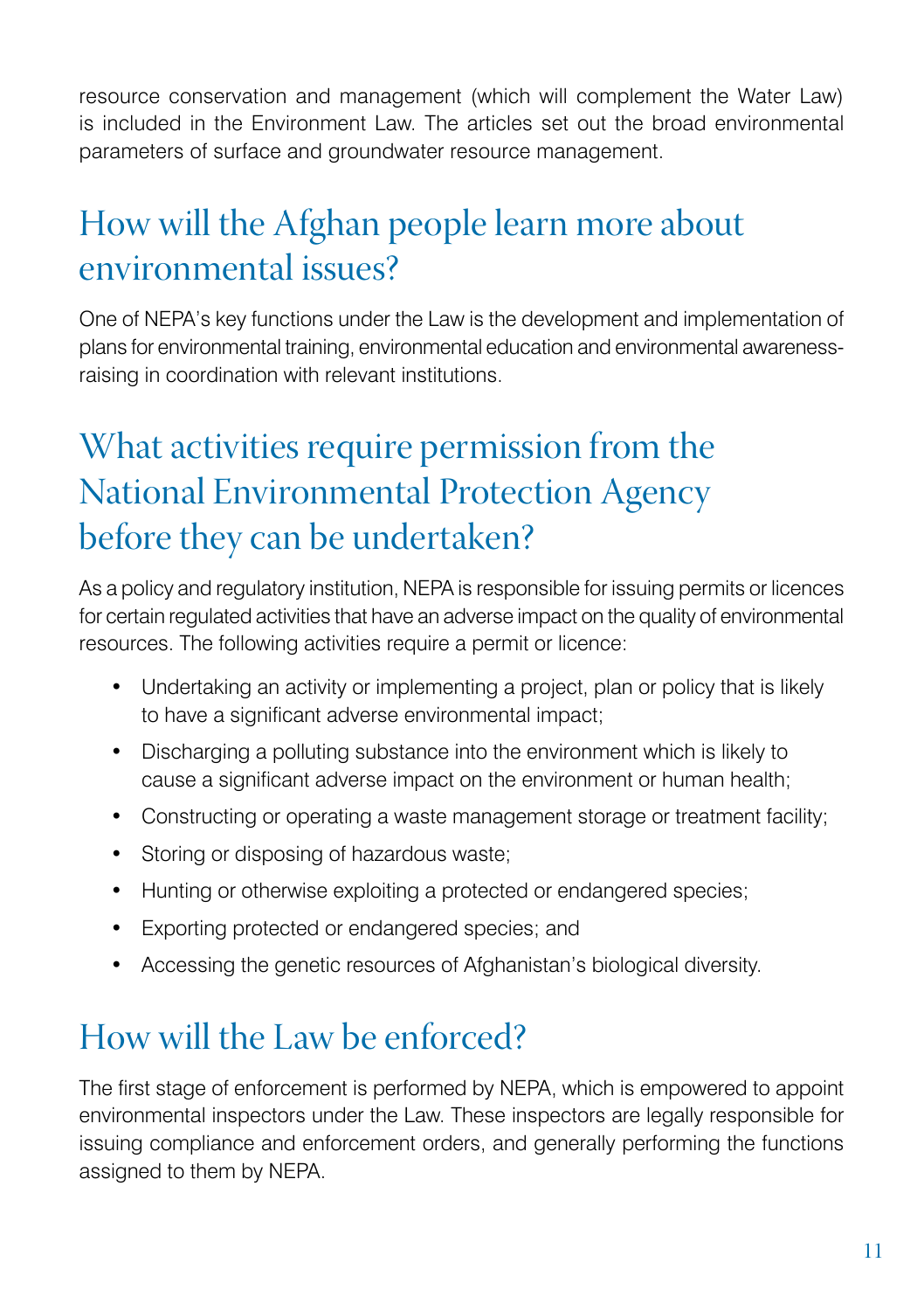resource conservation and management (which will complement the Water Law) is included in the Environment Law. The articles set out the broad environmental parameters of surface and groundwater resource management.

## How will the Afghan people learn more about environmental issues?

One of NEPA's key functions under the Law is the development and implementation of plans for environmental training, environmental education and environmental awareness-raising in coordination with relevant institutions.

## What activities require permission from the National Environmental Protection Agency before they can be undertaken?

As a policy and regulatory institution, NEPA is responsible for issuing permits or licences for certain regulated activities that have an adverse impact on the quality of environmental resources. The following activities require a permit or licence:

- Undertaking an activity or implementing a project, plan or policy that is likely to have a significant adverse environmental impact;
- Discharging a polluting substance into the environment which is likely to cause a significant adverse impact on the environment or human health;
- Constructing or operating a waste management storage or treatment facility;
- Storing or disposing of hazardous waste;
- Hunting or otherwise exploiting a protected or endangered species;
- Exporting protected or endangered species; and
- Accessing the genetic resources of Afghanistan's biological diversity.

## How will the Law be enforced?

The first stage of enforcement is performed by NEPA, which is empowered to appoint environmental inspectors under the Law. These inspectors are legally responsible for issuing compliance and enforcement orders, and generally performing the functions assigned to them by NEPA.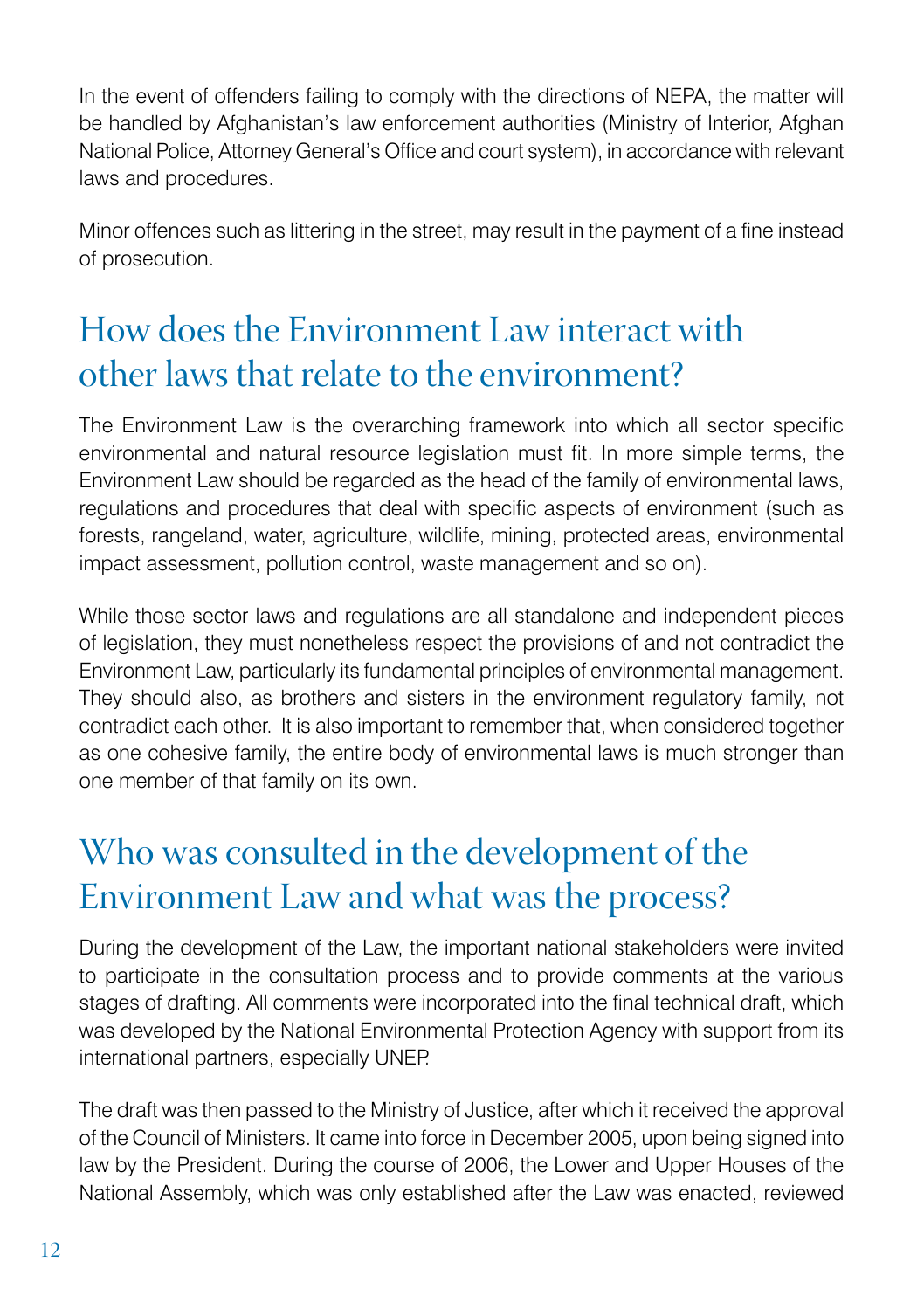In the event of offenders failing to comply with the directions of NEPA, the matter will be handled by Afghanistan's law enforcement authorities (Ministry of Interior, Afghan National Police, Attorney General's Office and court system), in accordance with relevant laws and procedures.

Minor offences such as littering in the street, may result in the payment of a fine instead of prosecution.

## How does the Environment Law interact with other laws that relate to the environment?

The Environment Law is the overarching framework into which all sector specific environmental and natural resource legislation must fit. In more simple terms, the Environment Law should be regarded as the head of the family of environmental laws, regulations and procedures that deal with specific aspects of environment (such as forests, rangeland, water, agriculture, wildlife, mining, protected areas, environmental impact assessment, pollution control, waste management and so on).

While those sector laws and regulations are all standalone and independent pieces of legislation, they must nonetheless respect the provisions of and not contradict the Environment Law, particularly its fundamental principles of environmental management. They should also, as brothers and sisters in the environment regulatory family, not contradict each other. It is also important to remember that, when considered together as one cohesive family, the entire body of environmental laws is much stronger than one member of that family on its own.

## Who was consulted in the development of the Environment Law and what was the process?

During the development of the Law, the important national stakeholders were invited to participate in the consultation process and to provide comments at the various stages of drafting. All comments were incorporated into the final technical draft, which was developed by the National Environmental Protection Agency with support from its international partners, especially UNEP.

The draft was then passed to the Ministry of Justice, after which it received the approval of the Council of Ministers. It came into force in December 2005, upon being signed into law by the President. During the course of 2006, the Lower and Upper Houses of the National Assembly, which was only established after the Law was enacted, reviewed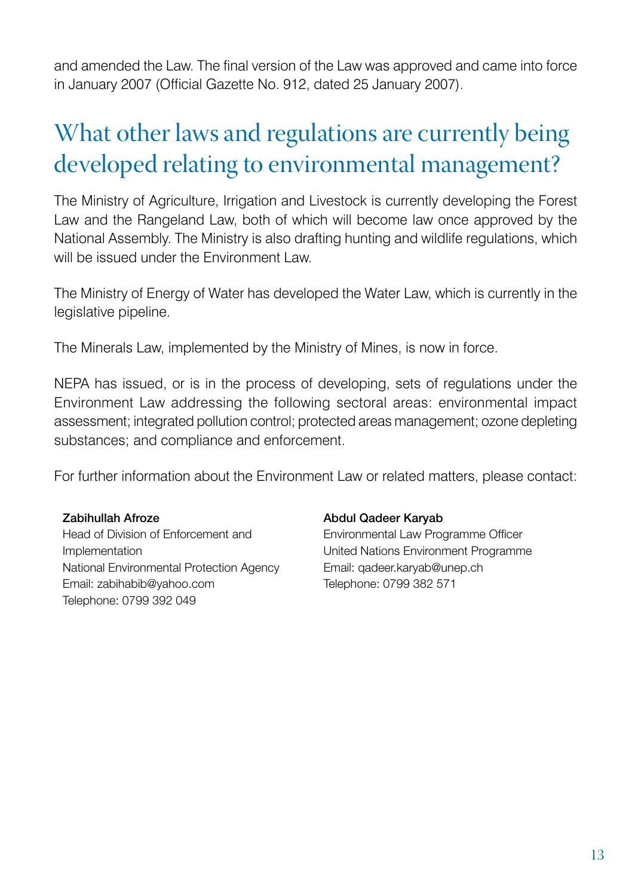and amended the Law. The final version of the Law was approved and came into force in January 2007 (Official Gazette No. 912, dated 25 January 2007).

## What other laws and regulations are currently being developed relating to environmental management?

The Ministry of Agriculture, Irrigation and Livestock is currently developing the Forest Law and the Rangeland Law, both of which will become law once approved by the National Assembly. The Ministry is also drafting hunting and wildlife regulations, which will be issued under the Environment Law.

The Ministry of Energy of Water has developed the Water Law, which is currently in the legislative pipeline.

The Minerals Law, implemented by the Ministry of Mines, is now in force.

NEPA has issued, or is in the process of developing, sets of regulations under the Environment Law addressing the following sectoral areas: environmental impact assessment; integrated pollution control; protected areas management; ozone depleting substances; and compliance and enforcement.

For further information about the Environment Law or related matters, please contact:

**Zabihullah Afroze**
Head of Division of Enforcement and Implementation
National Environmental Protection Agency
Email: zabihabib@yahoo.com
Telephone: 0799 392 049

**Abdul Qadeer Karyab**
Environmental Law Programme Officer
United Nations Environment Programme
Email: qadeer.karyab@unep.ch
Telephone: 0799 382 571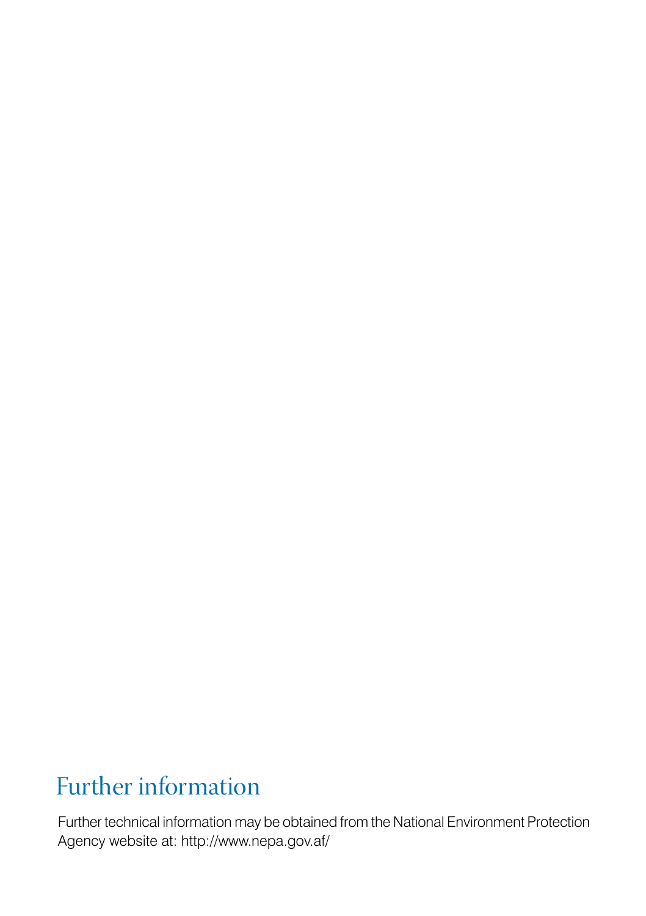# Further information

Further technical information may be obtained from the National Environment Protection Agency website at: http://www.nepa.gov.af/